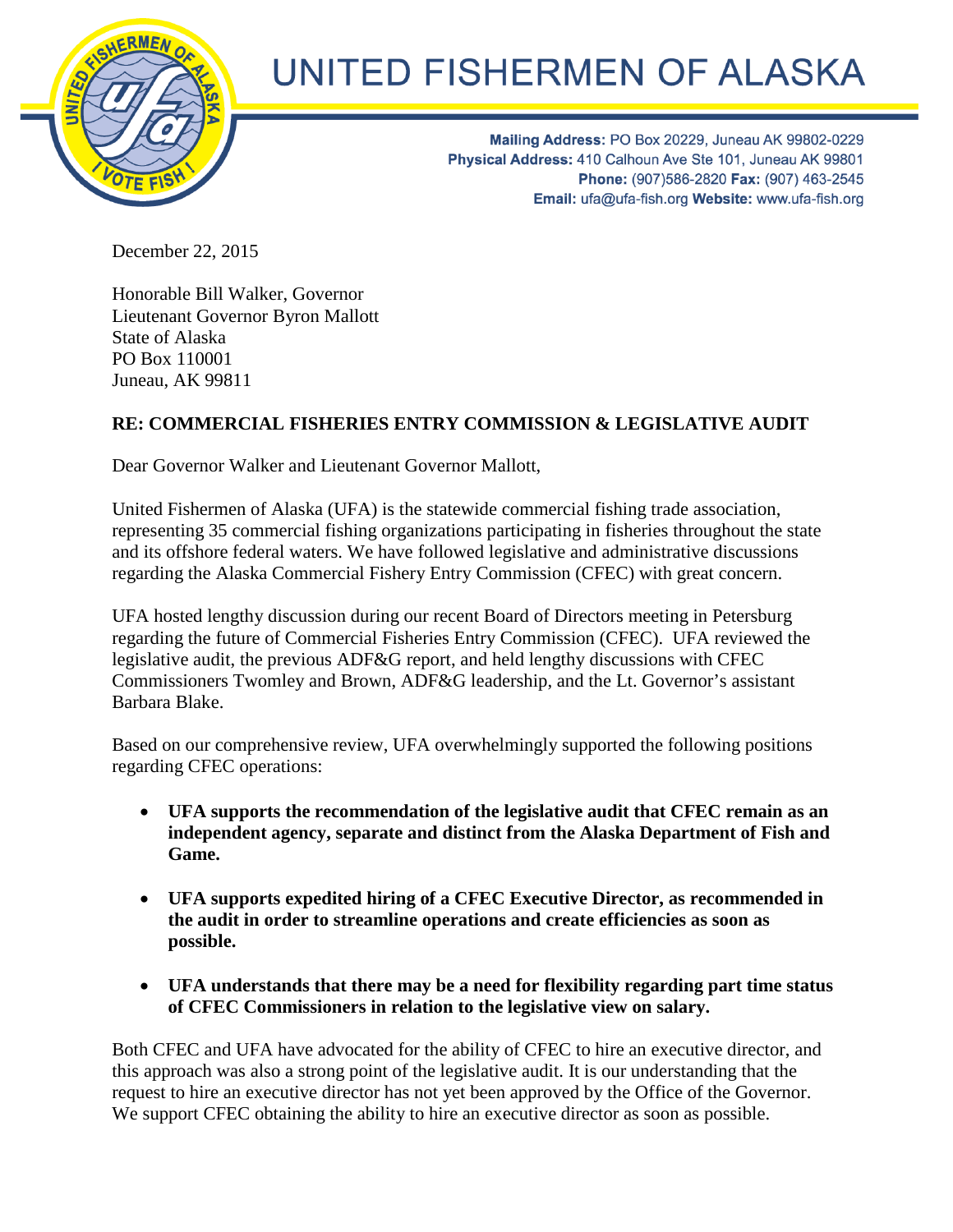# UNITED FISHERMEN OF ALASKA

**Mailing Address:** PO Box 20229, Juneau AK 99802-0229
**Physical Address:** 410 Calhoun Ave Ste 101, Juneau AK 99801
**Phone:** (907)586-2820 **Fax:** (907) 463-2545
**Email:** ufa@ufa-fish.org **Website:** www.ufa-fish.org

December 22, 2015

Honorable Bill Walker, Governor
Lieutenant Governor Byron Mallott
State of Alaska
PO Box 110001
Juneau, AK 99811

**RE: COMMERCIAL FISHERIES ENTRY COMMISSION & LEGISLATIVE AUDIT**

Dear Governor Walker and Lieutenant Governor Mallott,

United Fishermen of Alaska (UFA) is the statewide commercial fishing trade association, representing 35 commercial fishing organizations participating in fisheries throughout the state and its offshore federal waters. We have followed legislative and administrative discussions regarding the Alaska Commercial Fishery Entry Commission (CFEC) with great concern.

UFA hosted lengthy discussion during our recent Board of Directors meeting in Petersburg regarding the future of Commercial Fisheries Entry Commission (CFEC). UFA reviewed the legislative audit, the previous ADF&G report, and held lengthy discussions with CFEC Commissioners Twomley and Brown, ADF&G leadership, and the Lt. Governor's assistant Barbara Blake.

Based on our comprehensive review, UFA overwhelmingly supported the following positions regarding CFEC operations:

- **UFA supports the recommendation of the legislative audit that CFEC remain as an independent agency, separate and distinct from the Alaska Department of Fish and Game.**
- **UFA supports expedited hiring of a CFEC Executive Director, as recommended in the audit in order to streamline operations and create efficiencies as soon as possible.**
- **UFA understands that there may be a need for flexibility regarding part time status of CFEC Commissioners in relation to the legislative view on salary.**

Both CFEC and UFA have advocated for the ability of CFEC to hire an executive director, and this approach was also a strong point of the legislative audit. It is our understanding that the request to hire an executive director has not yet been approved by the Office of the Governor. We support CFEC obtaining the ability to hire an executive director as soon as possible.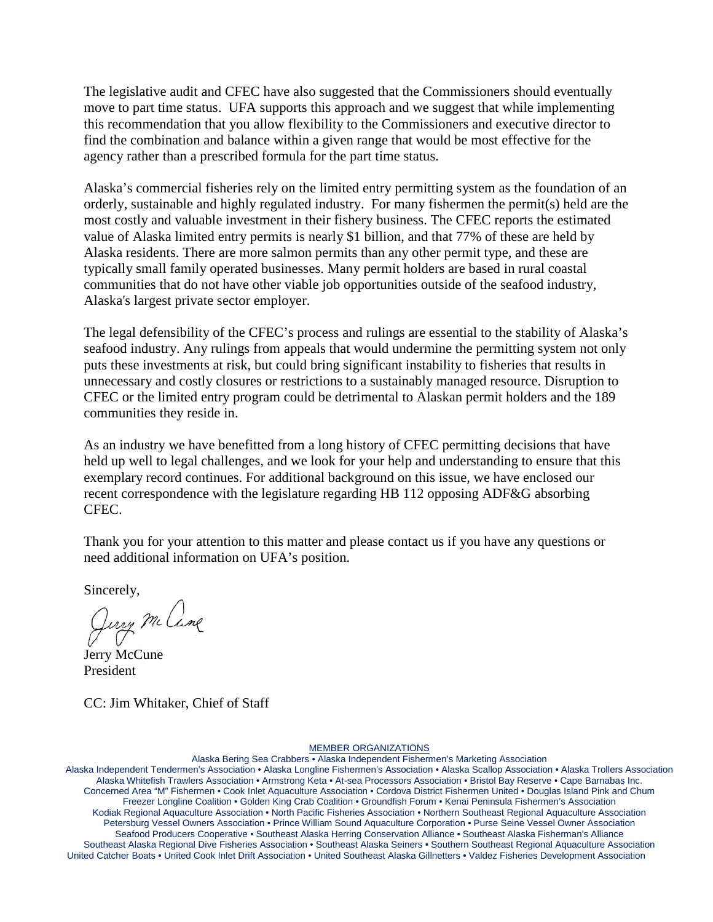The legislative audit and CFEC have also suggested that the Commissioners should eventually move to part time status. UFA supports this approach and we suggest that while implementing this recommendation that you allow flexibility to the Commissioners and executive director to find the combination and balance within a given range that would be most effective for the agency rather than a prescribed formula for the part time status.

Alaska's commercial fisheries rely on the limited entry permitting system as the foundation of an orderly, sustainable and highly regulated industry. For many fishermen the permit(s) held are the most costly and valuable investment in their fishery business. The CFEC reports the estimated value of Alaska limited entry permits is nearly $1 billion, and that 77% of these are held by Alaska residents. There are more salmon permits than any other permit type, and these are typically small family operated businesses. Many permit holders are based in rural coastal communities that do not have other viable job opportunities outside of the seafood industry, Alaska's largest private sector employer.

The legal defensibility of the CFEC's process and rulings are essential to the stability of Alaska's seafood industry. Any rulings from appeals that would undermine the permitting system not only puts these investments at risk, but could bring significant instability to fisheries that results in unnecessary and costly closures or restrictions to a sustainably managed resource. Disruption to CFEC or the limited entry program could be detrimental to Alaskan permit holders and the 189 communities they reside in.

As an industry we have benefitted from a long history of CFEC permitting decisions that have held up well to legal challenges, and we look for your help and understanding to ensure that this exemplary record continues. For additional background on this issue, we have enclosed our recent correspondence with the legislature regarding HB 112 opposing ADF&G absorbing CFEC.

Thank you for your attention to this matter and please contact us if you have any questions or need additional information on UFA's position.

Sincerely,

Jerry McCune

Jerry McCune
President

CC: Jim Whitaker, Chief of Staff

MEMBER ORGANIZATIONS

Alaska Bering Sea Crabbers • Alaska Independent Fishermen's Marketing Association
Alaska Independent Tendermen's Association • Alaska Longline Fishermen's Association • Alaska Scallop Association • Alaska Trollers Association
Alaska Whitefish Trawlers Association • Armstrong Keta • At-sea Processors Association • Bristol Bay Reserve • Cape Barnabas Inc.
Concerned Area "M" Fishermen • Cook Inlet Aquaculture Association • Cordova District Fishermen United • Douglas Island Pink and Chum
Freezer Longline Coalition • Golden King Crab Coalition • Groundfish Forum • Kenai Peninsula Fishermen's Association
Kodiak Regional Aquaculture Association • North Pacific Fisheries Association • Northern Southeast Regional Aquaculture Association
Petersburg Vessel Owners Association • Prince William Sound Aquaculture Corporation • Purse Seine Vessel Owner Association
Seafood Producers Cooperative • Southeast Alaska Herring Conservation Alliance • Southeast Alaska Fisherman's Alliance
Southeast Alaska Regional Dive Fisheries Association • Southeast Alaska Seiners • Southern Southeast Regional Aquaculture Association
United Catcher Boats • United Cook Inlet Drift Association • United Southeast Alaska Gillnetters • Valdez Fisheries Development Association